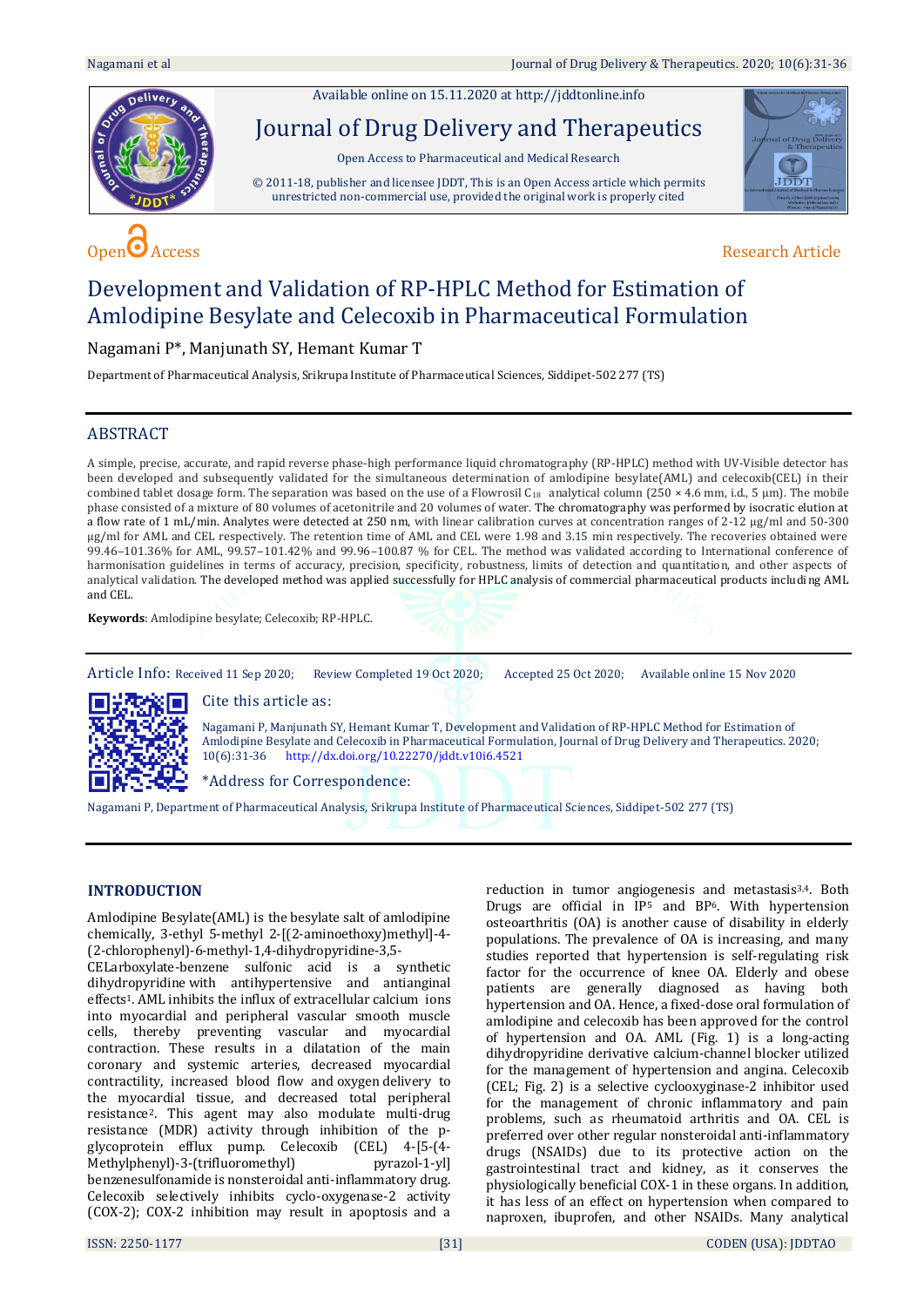Available online on 15.11.2020 at http://jddtonline.info

Journal of Drug Delivery and Therapeutics

Open Access to Pharmaceutical and Medical Research

© 2011-18, publisher and licensee JDDT, This is an Open Access article which permits unrestricted non-commercial use, provided the original work is properly cited

Open Access

Research Article

# Development and Validation of RP-HPLC Method for Estimation of Amlodipine Besylate and Celecoxib in Pharmaceutical Formulation

Nagamani P*, Manjunath SY, Hemant Kumar T

Department of Pharmaceutical Analysis, Srikrupa Institute of Pharmaceutical Sciences, Siddipet-502 277 (TS)

## ABSTRACT

A simple, precise, accurate, and rapid reverse phase-high performance liquid chromatography (RP-HPLC) method with UV-Visible detector has been developed and subsequently validated for the simultaneous determination of amlodipine besylate(AML) and celecoxib(CEL) in their combined tablet dosage form. The separation was based on the use of a Flowrosil $C_{18}$ analytical column (250 × 4.6 mm, i.d., 5 µm). The mobile phase consisted of a mixture of 80 volumes of acetonitrile and 20 volumes of water. The chromatography was performed by isocratic elution at a flow rate of 1 mL/min. Analytes were detected at 250 nm, with linear calibration curves at concentration ranges of 2-12 µg/ml and 50-300 µg/ml for AML and CEL respectively. The retention time of AML and CEL were 1.98 and 3.15 min respectively. The recoveries obtained were 99.46–101.36% for AML, 99.57–101.42% and 99.96–100.87 % for CEL. The method was validated according to International conference of harmonisation guidelines in terms of accuracy, precision, specificity, robustness, limits of detection and quantitation, and other aspects of analytical validation. The developed method was applied successfully for HPLC analysis of commercial pharmaceutical products including AML and CEL.

**Keywords**: Amlodipine besylate; Celecoxib; RP-HPLC.

Article Info: Received 11 Sep 2020; Review Completed 19 Oct 2020; Accepted 25 Oct 2020; Available online 15 Nov 2020

Cite this article as:

Nagamani P, Manjunath SY, Hemant Kumar T, Development and Validation of RP-HPLC Method for Estimation of Amlodipine Besylate and Celecoxib in Pharmaceutical Formulation, Journal of Drug Delivery and Therapeutics. 2020; 10(6):31-36 http://dx.doi.org/10.22270/jddt.v10i6.4521

*Address for Correspondence:

Nagamani P, Department of Pharmaceutical Analysis, Srikrupa Institute of Pharmaceutical Sciences, Siddipet-502 277 (TS)

## INTRODUCTION

Amlodipine Besylate(AML) is the besylate salt of amlodipine chemically, 3-ethyl 5-methyl 2-[(2-aminoethoxy)methyl]-4-(2-chlorophenyl)-6-methyl-1,4-dihydropyridine-3,5-CELarboxylate-benzene sulfonic acid is a synthetic dihydropyridine with antihypertensive and antianginal effects[1]. AML inhibits the influx of extracellular calcium ions into myocardial and peripheral vascular smooth muscle cells, thereby preventing vascular and myocardial contraction. These results in a dilatation of the main coronary and systemic arteries, decreased myocardial contractility, increased blood flow and oxygen delivery to the myocardial tissue, and decreased total peripheral resistance[2]. This agent may also modulate multi-drug resistance (MDR) activity through inhibition of the p-glycoprotein efflux pump. Celecoxib (CEL) 4-[5-(4-Methylphenyl)-3-(trifluoromethyl) pyrazol-1-yl] benzenesulfonamide is nonsteroidal anti-inflammatory drug. Celecoxib selectively inhibits cyclo-oxygenase-2 activity (COX-2); COX-2 inhibition may result in apoptosis and a reduction in tumor angiogenesis and metastasis[3,4]. Both Drugs are official in IP[5] and BP[6]. With hypertension osteoarthritis (OA) is another cause of disability in elderly populations. The prevalence of OA is increasing, and many studies reported that hypertension is self-regulating risk factor for the occurrence of knee OA. Elderly and obese patients are generally diagnosed as having both hypertension and OA. Hence, a fixed-dose oral formulation of amlodipine and celecoxib has been approved for the control of hypertension and OA. AML (Fig. 1) is a long-acting dihydropyridine derivative calcium-channel blocker utilized for the management of hypertension and angina. Celecoxib (CEL; Fig. 2) is a selective cyclooxyginase-2 inhibitor used for the management of chronic inflammatory and pain problems, such as rheumatoid arthritis and OA. CEL is preferred over other regular nonsteroidal anti-inflammatory drugs (NSAIDs) due to its protective action on the gastrointestinal tract and kidney, as it conserves the physiologically beneficial COX-1 in these organs. In addition, it has less of an effect on hypertension when compared to naproxen, ibuprofen, and other NSAIDs. Many analytical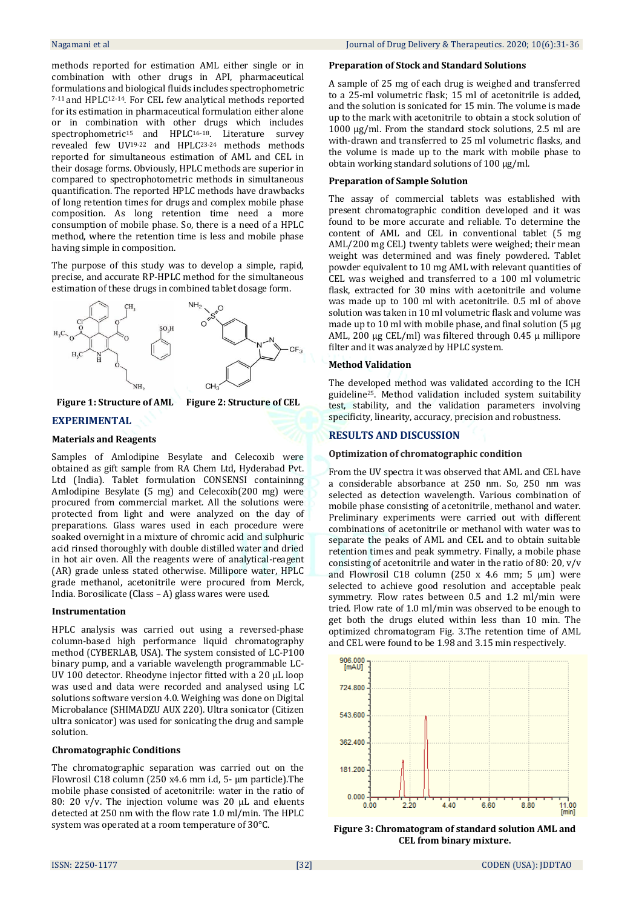methods reported for estimation AML either single or in combination with other drugs in API, pharmaceutical formulations and biological fluids includes spectrophometric [7-11] and HPLC[12-14]. For CEL few analytical methods reported for its estimation in pharmaceutical formulation either alone or in combination with other drugs which includes spectrophometric[15] and HPLC[16-18]. Literature survey revealed few UV[19-22] and HPLC[23-24] methods methods reported for simultaneous estimation of AML and CEL in their dosage forms. Obviously, HPLC methods are superior in compared to spectrophotometric methods in simultaneous quantification. The reported HPLC methods have drawbacks of long retention times for drugs and complex mobile phase composition. As long retention time need a more consumption of mobile phase. So, there is a need of a HPLC method, where the retention time is less and mobile phase having simple in composition.

The purpose of this study was to develop a simple, rapid, precise, and accurate RP-HPLC method for the simultaneous estimation of these drugs in combined tablet dosage form.

**Figure 1: Structure of AML** **Figure 2: Structure of CEL**

## EXPERIMENTAL

### Materials and Reagents

Samples of Amlodipine Besylate and Celecoxib were obtained as gift sample from RA Chem Ltd, Hyderabad Pvt. Ltd (India). Tablet formulation CONSENSI containinng Amlodipine Besylate (5 mg) and Celecoxib(200 mg) were procured from commercial market. All the solutions were protected from light and were analyzed on the day of preparations. Glass wares used in each procedure were soaked overnight in a mixture of chromic acid and sulphuric acid rinsed thoroughly with double distilled water and dried in hot air oven. All the reagents were of analytical-reagent (AR) grade unless stated otherwise. Millipore water, HPLC grade methanol, acetonitrile were procured from Merck, India. Borosilicate (Class – A) glass wares were used.

### Instrumentation

HPLC analysis was carried out using a reversed-phase column-based high performance liquid chromatography method (CYBERLAB, USA). The system consisted of LC-P100 binary pump, and a variable wavelength programmable LC-UV 100 detector. Rheodyne injector fitted with a 20 µL loop was used and data were recorded and analysed using LC solutions software version 4.0. Weighing was done on Digital Microbalance (SHIMADZU AUX 220). Ultra sonicator (Citizen ultra sonicator) was used for sonicating the drug and sample solution.

### Chromatographic Conditions

The chromatographic separation was carried out on the Flowrosil C18 column (250 x4.6 mm i.d, 5- µm particle).The mobile phase consisted of acetonitrile: water in the ratio of 80: 20 v/v. The injection volume was 20 µL and eluents detected at 250 nm with the flow rate 1.0 ml/min. The HPLC system was operated at a room temperature of 30°C.

### Preparation of Stock and Standard Solutions

A sample of 25 mg of each drug is weighed and transferred to a 25-ml volumetric flask; 15 ml of acetonitrile is added, and the solution is sonicated for 15 min. The volume is made up to the mark with acetonitrile to obtain a stock solution of 1000 µg/ml. From the standard stock solutions, 2.5 ml are with-drawn and transferred to 25 ml volumetric flasks, and the volume is made up to the mark with mobile phase to obtain working standard solutions of 100 µg/ml.

### Preparation of Sample Solution

The assay of commercial tablets was established with present chromatographic condition developed and it was found to be more accurate and reliable. To determine the content of AML and CEL in conventional tablet (5 mg AML/200 mg CEL) twenty tablets were weighed; their mean weight was determined and was finely powdered. Tablet powder equivalent to 10 mg AML with relevant quantities of CEL was weighed and transferred to a 100 ml volumetric flask, extracted for 30 mins with acetonitrile and volume was made up to 100 ml with acetonitrile. 0.5 ml of above solution was taken in 10 ml volumetric flask and volume was made up to 10 ml with mobile phase, and final solution (5 µg AML, 200 µg CEL/ml) was filtered through 0.45 µ millipore filter and it was analyzed by HPLC system.

### Method Validation

The developed method was validated according to the ICH guideline[25]. Method validation included system suitability test, stability, and the validation parameters involving specificity, linearity, accuracy, precision and robustness.

## RESULTS AND DISCUSSION

### Optimization of chromatographic condition

From the UV spectra it was observed that AML and CEL have a considerable absorbance at 250 nm. So, 250 nm was selected as detection wavelength. Various combination of mobile phase consisting of acetonitrile, methanol and water. Preliminary experiments were carried out with different combinations of acetonitrile or methanol with water was to separate the peaks of AML and CEL and to obtain suitable retention times and peak symmetry. Finally, a mobile phase consisting of acetonitrile and water in the ratio of 80: 20, v/v and Flowrosil C18 column (250 x 4.6 mm; 5 µm) were selected to achieve good resolution and acceptable peak symmetry. Flow rates between 0.5 and 1.2 ml/min were tried. Flow rate of 1.0 ml/min was observed to be enough to get both the drugs eluted within less than 10 min. The optimized chromatogram Fig. 3.The retention time of AML and CEL were found to be 1.98 and 3.15 min respectively.

**Figure 3: Chromatogram of standard solution AML and CEL from binary mixture.**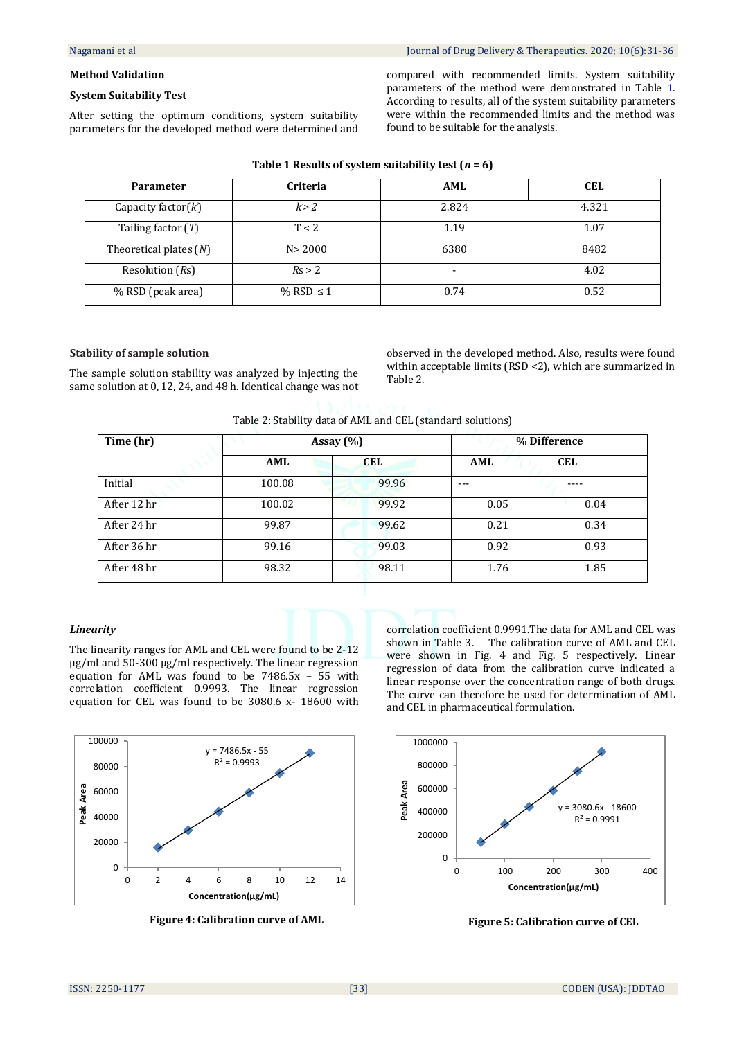## Method Validation

### System Suitability Test

After setting the optimum conditions, system suitability parameters for the developed method were determined and compared with recommended limits. System suitability parameters of the method were demonstrated in Table 1. According to results, all of the system suitability parameters were within the recommended limits and the method was found to be suitable for the analysis.

**Table 1 Results of system suitability test (*n* = 6)**

| Parameter | Criteria | AML | CEL |
|---|---|---|---|
| Capacity factor($k'$) | $k' > 2$ | 2.824 | 4.321 |
| Tailing factor ($T$) | T < 2 | 1.19 | 1.07 |
| Theoretical plates ($N$) | N> 2000 | 6380 | 8482 |
| Resolution ($Rs$) | $Rs > 2$ | - | 4.02 |
| % RSD (peak area) | % RSD ≤ 1 | 0.74 | 0.52 |

### Stability of sample solution

The sample solution stability was analyzed by injecting the same solution at 0, 12, 24, and 48 h. Identical change was not observed in the developed method. Also, results were found within acceptable limits (RSD <2), which are summarized in Table 2.

Table 2: Stability data of AML and CEL (standard solutions)

| Time (hr) | Assay (%) | | % Difference | |
|---|---|---|---|---|
| | AML | CEL | AML | CEL |
| Initial | 100.08 | 99.96 | --- | ---- |
| After 12 hr | 100.02 | 99.92 | 0.05 | 0.04 |
| After 24 hr | 99.87 | 99.62 | 0.21 | 0.34 |
| After 36 hr | 99.16 | 99.03 | 0.92 | 0.93 |
| After 48 hr | 98.32 | 98.11 | 1.76 | 1.85 |

### *Linearity*

The linearity ranges for AML and CEL were found to be 2-12 µg/ml and 50-300 µg/ml respectively. The linear regression equation for AML was found to be 7486.5x – 55 with correlation coefficient 0.9993. The linear regression equation for CEL was found to be 3080.6 x- 18600 with correlation coefficient 0.9991.The data for AML and CEL was shown in Table 3. The calibration curve of AML and CEL were shown in Fig. 4 and Fig. 5 respectively. Linear regression of data from the calibration curve indicated a linear response over the concentration range of both drugs. The curve can therefore be used for determination of AML and CEL in pharmaceutical formulation.

**Figure 4: Calibration curve of AML**

**Figure 5: Calibration curve of CEL**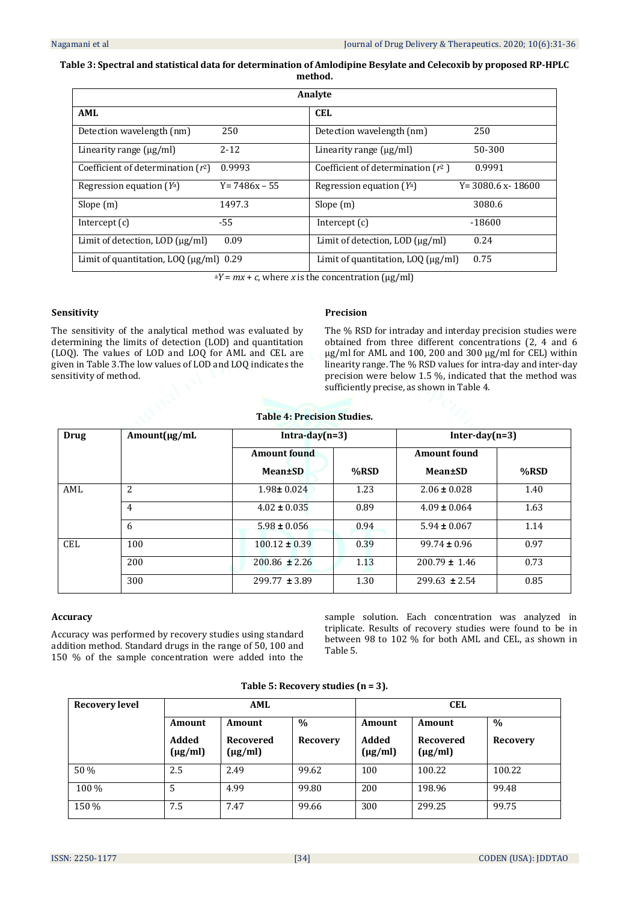**Table 3: Spectral and statistical data for determination of Amlodipine Besylate and Celecoxib by proposed RP-HPLC method.**

| Analyte | | | |
|---|---|---|---|
| **AML** | | **CEL** | |
| Detection wavelength (nm) | 250 | Detection wavelength (nm) | 250 |
| Linearity range (µg/ml) | 2-12 | Linearity range (µg/ml) | 50-300 |
| Coefficient of determination ($r^2$) | 0.9993 | Coefficient of determination ($r^2$ ) | 0.9991 |
| Regression equation ($Y^a$) | Y= 7486x – 55 | Regression equation ($Y^a$) | Y= 3080.6 x- 18600 |
| Slope (m) | 1497.3 | Slope (m) | 3080.6 |
| Intercept (c) | -55 | Intercept (c) | -18600 |
| Limit of detection, LOD (µg/ml) | 0.09 | Limit of detection, LOD (µg/ml) | 0.24 |
| Limit of quantitation, LOQ (µg/ml) | 0.29 | Limit of quantitation, LOQ (µg/ml) | 0.75 |

$^aY = mx + c$, where $x$ is the concentration (µg/ml)

### Sensitivity

The sensitivity of the analytical method was evaluated by determining the limits of detection (LOD) and quantitation (LOQ). The values of LOD and LOQ for AML and CEL are given in Table 3.The low values of LOD and LOQ indicates the sensitivity of method.

### Precision

The % RSD for intraday and interday precision studies were obtained from three different concentrations (2, 4 and 6 µg/ml for AML and 100, 200 and 300 µg/ml for CEL) within linearity range. The % RSD values for intra-day and inter-day precision were below 1.5 %, indicated that the method was sufficiently precise, as shown in Table 4.

**Table 4: Precision Studies.**

| Drug | Amount(µg/mL | Intra-day(n=3) | | Inter-day(n=3) | |
|---|---|---|---|---|---|
| | | Amount found Mean±SD | %RSD | Amount found Mean±SD | %RSD |
| AML | 2 | 1.98± 0.024 | 1.23 | 2.06 ± 0.028 | 1.40 |
| | 4 | 4.02 ± 0.035 | 0.89 | 4.09 ± 0.064 | 1.63 |
| | 6 | 5.98 ± 0.056 | 0.94 | 5.94 ± 0.067 | 1.14 |
| CEL | 100 | 100.12 ± 0.39 | 0.39 | 99.74 ± 0.96 | 0.97 |
| | 200 | 200.86 ± 2.26 | 1.13 | 200.79 ± 1.46 | 0.73 |
| | 300 | 299.77 ± 3.89 | 1.30 | 299.63 ± 2.54 | 0.85 |

### Accuracy

Accuracy was performed by recovery studies using standard addition method. Standard drugs in the range of 50, 100 and 150 % of the sample concentration were added into the sample solution. Each concentration was analyzed in triplicate. Results of recovery studies were found to be in between 98 to 102 % for both AML and CEL, as shown in Table 5.

**Table 5: Recovery studies (n = 3).**

| Recovery level | AML | | | CEL | | |
|---|---|---|---|---|---|---|
| | Amount Added (µg/ml) | Amount Recovered (µg/ml) | % Recovery | Amount Added (µg/ml) | Amount Recovered (µg/ml) | % Recovery |
| 50 % | 2.5 | 2.49 | 99.62 | 100 | 100.22 | 100.22 |
| 100 % | 5 | 4.99 | 99.80 | 200 | 198.96 | 99.48 |
| 150 % | 7.5 | 7.47 | 99.66 | 300 | 299.25 | 99.75 |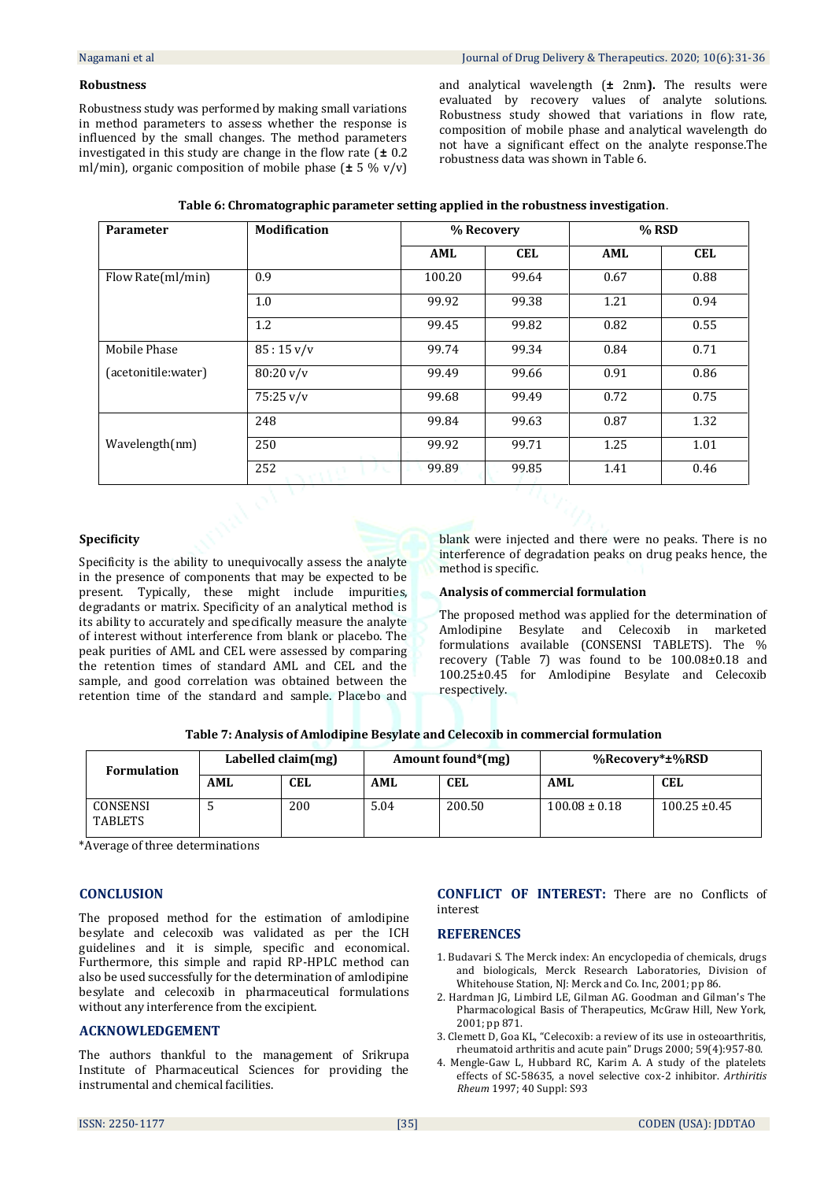### Robustness

Robustness study was performed by making small variations in method parameters to assess whether the response is influenced by the small changes. The method parameters investigated in this study are change in the flow rate (**±** 0.2 ml/min), organic composition of mobile phase (**±** 5 % v/v) and analytical wavelength (**±** 2nm**).** The results were evaluated by recovery values of analyte solutions. Robustness study showed that variations in flow rate, composition of mobile phase and analytical wavelength do not have a significant effect on the analyte response.The robustness data was shown in Table 6.

**Table 6: Chromatographic parameter setting applied in the robustness investigation**.

| Parameter | Modification | % Recovery | | % RSD | |
|---|---|---|---|---|---|
| | | AML | CEL | AML | CEL |
| Flow Rate(ml/min) | 0.9 | 100.20 | 99.64 | 0.67 | 0.88 |
| | 1.0 | 99.92 | 99.38 | 1.21 | 0.94 |
| | 1.2 | 99.45 | 99.82 | 0.82 | 0.55 |
| Mobile Phase (acetonitile:water) | 85 : 15 v/v | 99.74 | 99.34 | 0.84 | 0.71 |
| | 80:20 v/v | 99.49 | 99.66 | 0.91 | 0.86 |
| | 75:25 v/v | 99.68 | 99.49 | 0.72 | 0.75 |
| Wavelength(nm) | 248 | 99.84 | 99.63 | 0.87 | 1.32 |
| | 250 | 99.92 | 99.71 | 1.25 | 1.01 |
| | 252 | 99.89 | 99.85 | 1.41 | 0.46 |

### Specificity

Specificity is the ability to unequivocally assess the analyte in the presence of components that may be expected to be present. Typically, these might include impurities, degradants or matrix. Specificity of an analytical method is its ability to accurately and specifically measure the analyte of interest without interference from blank or placebo. The peak purities of AML and CEL were assessed by comparing the retention times of standard AML and CEL and the sample, and good correlation was obtained between the retention time of the standard and sample. Placebo and blank were injected and there were no peaks. There is no interference of degradation peaks on drug peaks hence, the method is specific.

### Analysis of commercial formulation

The proposed method was applied for the determination of Amlodipine Besylate and Celecoxib in marketed formulations available (CONSENSI TABLETS). The % recovery (Table 7) was found to be 100.08±0.18 and 100.25±0.45 for Amlodipine Besylate and Celecoxib respectively.

**Table 7: Analysis of Amlodipine Besylate and Celecoxib in commercial formulation**

| Formulation | Labelled claim(mg) | | Amount found*(mg) | | %Recovery*±%RSD | |
|---|---|---|---|---|---|---|
| | AML | CEL | AML | CEL | AML | CEL |
| CONSENSI TABLETS | 5 | 200 | 5.04 | 200.50 | 100.08 ± 0.18 | 100.25 ±0.45 |

*Average of three determinations

## CONCLUSION

The proposed method for the estimation of amlodipine besylate and celecoxib was validated as per the ICH guidelines and it is simple, specific and economical. Furthermore, this simple and rapid RP-HPLC method can also be used successfully for the determination of amlodipine besylate and celecoxib in pharmaceutical formulations without any interference from the excipient.

## ACKNOWLEDGEMENT

The authors thankful to the management of Srikrupa Institute of Pharmaceutical Sciences for providing the instrumental and chemical facilities.

**CONFLICT OF INTEREST:** There are no Conflicts of interest

## REFERENCES

1. Budavari S. The Merck index: An encyclopedia of chemicals, drugs and biologicals, Merck Research Laboratories, Division of Whitehouse Station, NJ: Merck and Co. Inc, 2001; pp 86.
2. Hardman JG, Limbird LE, Gilman AG. Goodman and Gilman's The Pharmacological Basis of Therapeutics, McGraw Hill, New York, 2001; pp 871.
3. Clemett D, Goa KL, "Celecoxib: a review of its use in osteoarthritis, rheumatoid arthritis and acute pain" Drugs 2000; 59(4):957-80.
4. Mengle-Gaw L, Hubbard RC, Karim A. A study of the platelets effects of SC-58635, a novel selective cox-2 inhibitor. *Arthritis Rheum* 1997; 40 Suppl: S93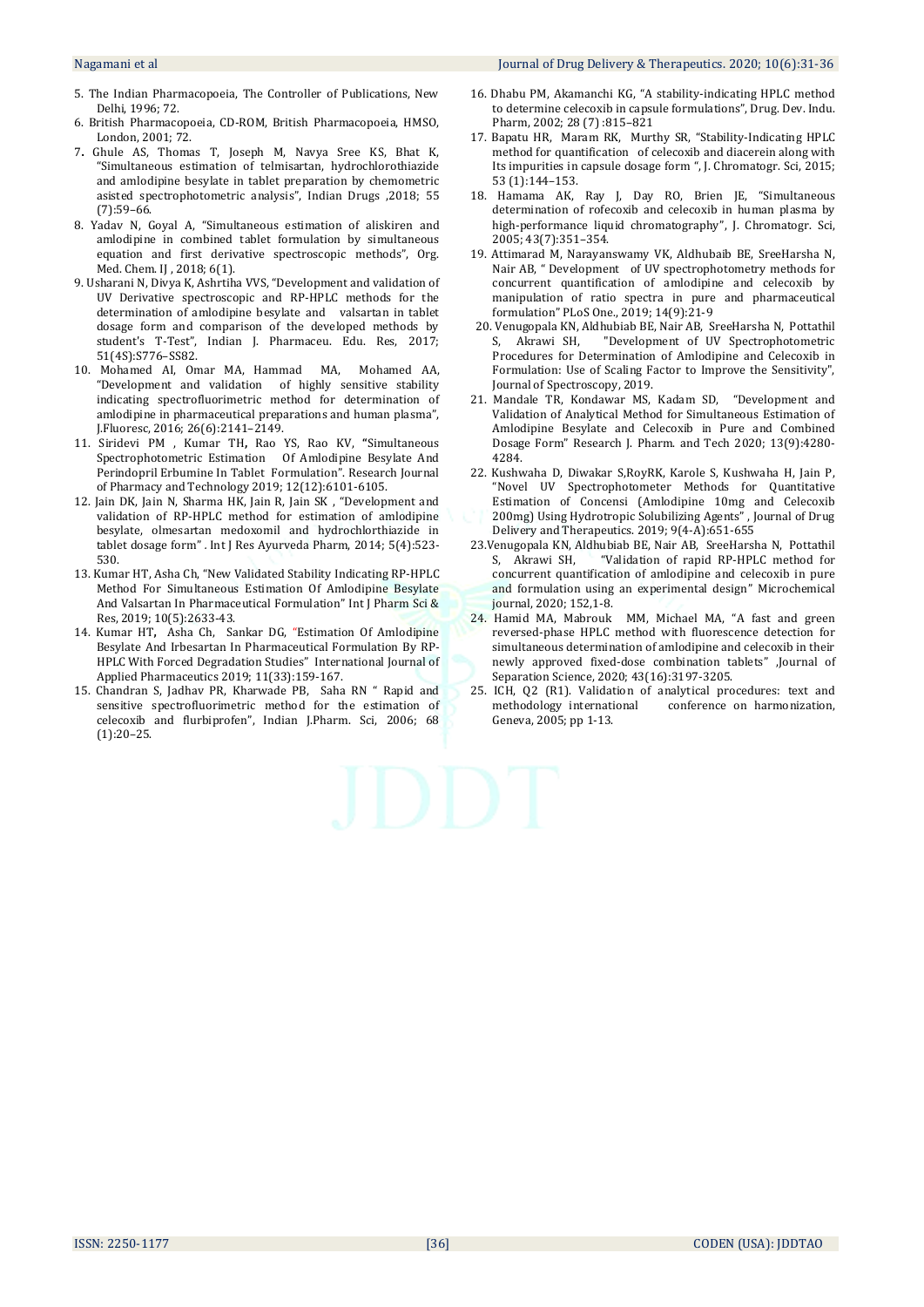5. The Indian Pharmacopoeia, The Controller of Publications, New Delhi, 1996; 72.
6. British Pharmacopoeia, CD-ROM, British Pharmacopoeia, HMSO, London, 2001; 72.
7. Ghule AS, Thomas T, Joseph M, Navya Sree KS, Bhat K, "Simultaneous estimation of telmisartan, hydrochlorothiazide and amlodipine besylate in tablet preparation by chemometric asisted spectrophotometric analysis", Indian Drugs ,2018; 55 (7):59–66.
8. Yadav N, Goyal A, "Simultaneous estimation of aliskiren and amlodipine in combined tablet formulation by simultaneous equation and first derivative spectroscopic methods", Org. Med. Chem. IJ , 2018; 6(1).
9. Usharani N, Divya K, Ashrtiha VVS, "Development and validation of UV Derivative spectroscopic and RP-HPLC methods for the determination of amlodipine besylate and valsartan in tablet dosage form and comparison of the developed methods by student's T-Test", Indian J. Pharmaceu. Edu. Res, 2017; 51(4S):S776–SS82.
10. Mohamed AI, Omar MA, Hammad MA, Mohamed AA, "Development and validation of highly sensitive stability indicating spectrofluorimetric method for determination of amlodipine in pharmaceutical preparations and human plasma", J.Fluoresc, 2016; 26(6):2141–2149.
11. Siridevi PM , Kumar TH, Rao YS, Rao KV, "Simultaneous Spectrophotometric Estimation Of Amlodipine Besylate And Perindopril Erbumine In Tablet Formulation". Research Journal of Pharmacy and Technology 2019; 12(12):6101-6105.
12. Jain DK, Jain N, Sharma HK, Jain R, Jain SK , "Development and validation of RP-HPLC method for estimation of amlodipine besylate, olmesartan medoxomil and hydrochlorthiazide in tablet dosage form" . Int J Res Ayurveda Pharm, 2014; 5(4):523-530.
13. Kumar HT, Asha Ch, "New Validated Stability Indicating RP-HPLC Method For Simultaneous Estimation Of Amlodipine Besylate And Valsartan In Pharmaceutical Formulation" Int J Pharm Sci & Res, 2019; 10(5):2633-43.
14. Kumar HT, Asha Ch, Sankar DG, "Estimation Of Amlodipine Besylate And Irbesartan In Pharmaceutical Formulation By RP-HPLC With Forced Degradation Studies" International Journal of Applied Pharmaceutics 2019; 11(33):159-167.
15. Chandran S, Jadhav PR, Kharwade PB, Saha RN " Rapid and sensitive spectrofluorimetric method for the estimation of celecoxib and flurbiprofen", Indian J.Pharm. Sci, 2006; 68 (1):20–25.
16. Dhabu PM, Akamanchi KG, "A stability-indicating HPLC method to determine celecoxib in capsule formulations", Drug. Dev. Indu. Pharm, 2002; 28 (7) :815–821
17. Bapatu HR, Maram RK, Murthy SR, "Stability-Indicating HPLC method for quantification of celecoxib and diacerein along with Its impurities in capsule dosage form ", J. Chromatogr. Sci, 2015; 53 (1):144–153.
18. Hamama AK, Ray J, Day RO, Brien JE, "Simultaneous determination of rofecoxib and celecoxib in human plasma by high-performance liquid chromatography", J. Chromatogr. Sci, 2005; 43(7):351–354.
19. Attimarad M, Narayanswamy VK, Aldhubaib BE, SreeHarsha N, Nair AB, " Development of UV spectrophotometry methods for concurrent quantification of amlodipine and celecoxib by manipulation of ratio spectra in pure and pharmaceutical formulation" PLoS One., 2019; 14(9):21-9
20. Venugopala KN, Aldhubaib BE, Nair AB, SreeHarsha N, Pottathil S, Akrawi SH, "Development of UV Spectrophotometric Procedures for Determination of Amlodipine and Celecoxib in Formulation: Use of Scaling Factor to Improve the Sensitivity", Journal of Spectroscopy, 2019.
21. Mandale TR, Kondawar MS, Kadam SD, "Development and Validation of Analytical Method for Simultaneous Estimation of Amlodipine Besylate and Celecoxib in Pure and Combined Dosage Form" Research J. Pharm. and Tech 2020; 13(9):4280-4284.
22. Kushwaha D, Diwakar S,RoyRK, Karole S, Kushwaha H, Jain P, "Novel UV Spectrophotometer Methods for Quantitative Estimation of Concensi (Amlodipine 10mg and Celecoxib 200mg) Using Hydrotropic Solubilizing Agents" , Journal of Drug Delivery and Therapeutics. 2019; 9(4-A):651-655
23. Venugopala KN, Aldhubiab BE, Nair AB, SreeHarsha N, Pottathil S, Akrawi SH, "Validation of rapid RP-HPLC method for concurrent quantification of amlodipine and celecoxib in pure and formulation using an experimental design" Microchemical journal, 2020; 152,1-8.
24. Hamid MA, Mabrouk MM, Michael MA, "A fast and green reversed-phase HPLC method with fluorescence detection for simultaneous determination of amlodipine and celecoxib in their newly approved fixed-dose combination tablets" ,Journal of Separation Science, 2020; 43(16):3197-3205.
25. ICH, Q2 (R1). Validation of analytical procedures: text and methodology international conference on harmonization, Geneva, 2005; pp 1-13.